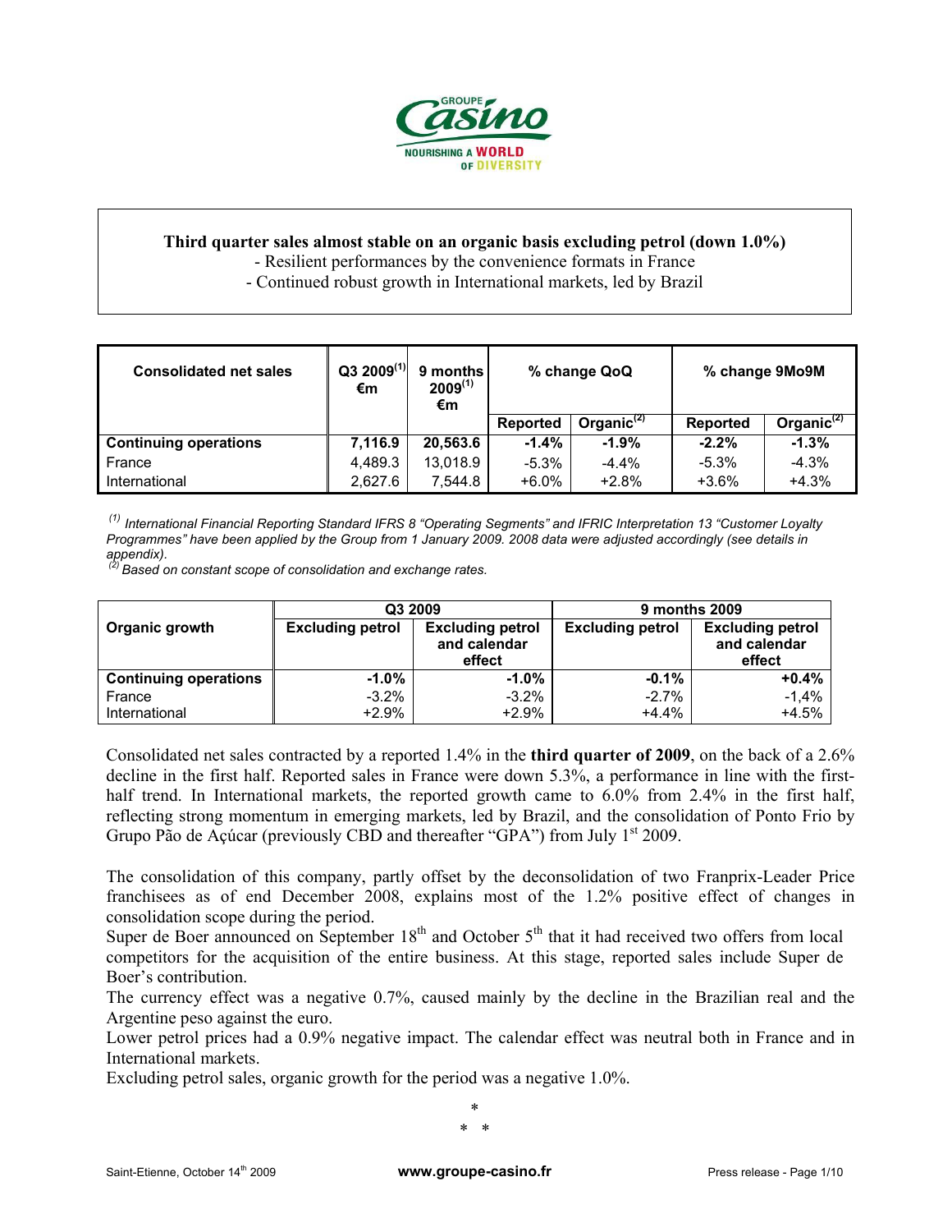**Third quarter sales almost stable on an organic basis excluding petrol (down 1.0%)**

- Resilient performances by the convenience formats in France
- Continued robust growth in International markets, led by Brazil

| Consolidated net sales | Q3 2009[1] €m | 9 months 2009[1] €m | % change QoQ | | % change 9Mo9M | |
|---|---|---|---|---|---|---|
| | | | Reported | Organic[2] | Reported | Organic[2] |
| **Continuing operations** | **7,116.9** | **20,563.6** | **-1.4%** | **-1.9%** | **-2.2%** | **-1.3%** |
| France | 4,489.3 | 13,018.9 | -5.3% | -4.4% | -5.3% | -4.3% |
| International | 2,627.6 | 7,544.8 | +6.0% | +2.8% | +3.6% | +4.3% |

*[1] International Financial Reporting Standard IFRS 8 "Operating Segments" and IFRIC Interpretation 13 "Customer Loyalty Programmes" have been applied by the Group from 1 January 2009. 2008 data were adjusted accordingly (see details in appendix).*
*[2] Based on constant scope of consolidation and exchange rates.*

| Organic growth | Q3 2009 | | 9 months 2009 | |
|---|---|---|---|---|
| | Excluding petrol | Excluding petrol and calendar effect | Excluding petrol | Excluding petrol and calendar effect |
| **Continuing operations** | **-1.0%** | **-1.0%** | **-0.1%** | **+0.4%** |
| France | -3.2% | -3.2% | -2.7% | -1,4% |
| International | +2.9% | +2.9% | +4.4% | +4.5% |

Consolidated net sales contracted by a reported 1.4% in the **third quarter of 2009**, on the back of a 2.6% decline in the first half. Reported sales in France were down 5.3%, a performance in line with the first-half trend. In International markets, the reported growth came to 6.0% from 2.4% in the first half, reflecting strong momentum in emerging markets, led by Brazil, and the consolidation of Ponto Frio by Grupo Pão de Açúcar (previously CBD and thereafter "GPA") from July 1st 2009.

The consolidation of this company, partly offset by the deconsolidation of two Franprix-Leader Price franchisees as of end December 2008, explains most of the 1.2% positive effect of changes in consolidation scope during the period.

Super de Boer announced on September 18th and October 5th that it had received two offers from local competitors for the acquisition of the entire business. At this stage, reported sales include Super de Boer's contribution.

The currency effect was a negative 0.7%, caused mainly by the decline in the Brazilian real and the Argentine peso against the euro.

Lower petrol prices had a 0.9% negative impact. The calendar effect was neutral both in France and in International markets.

Excluding petrol sales, organic growth for the period was a negative 1.0%.

\*
\* \*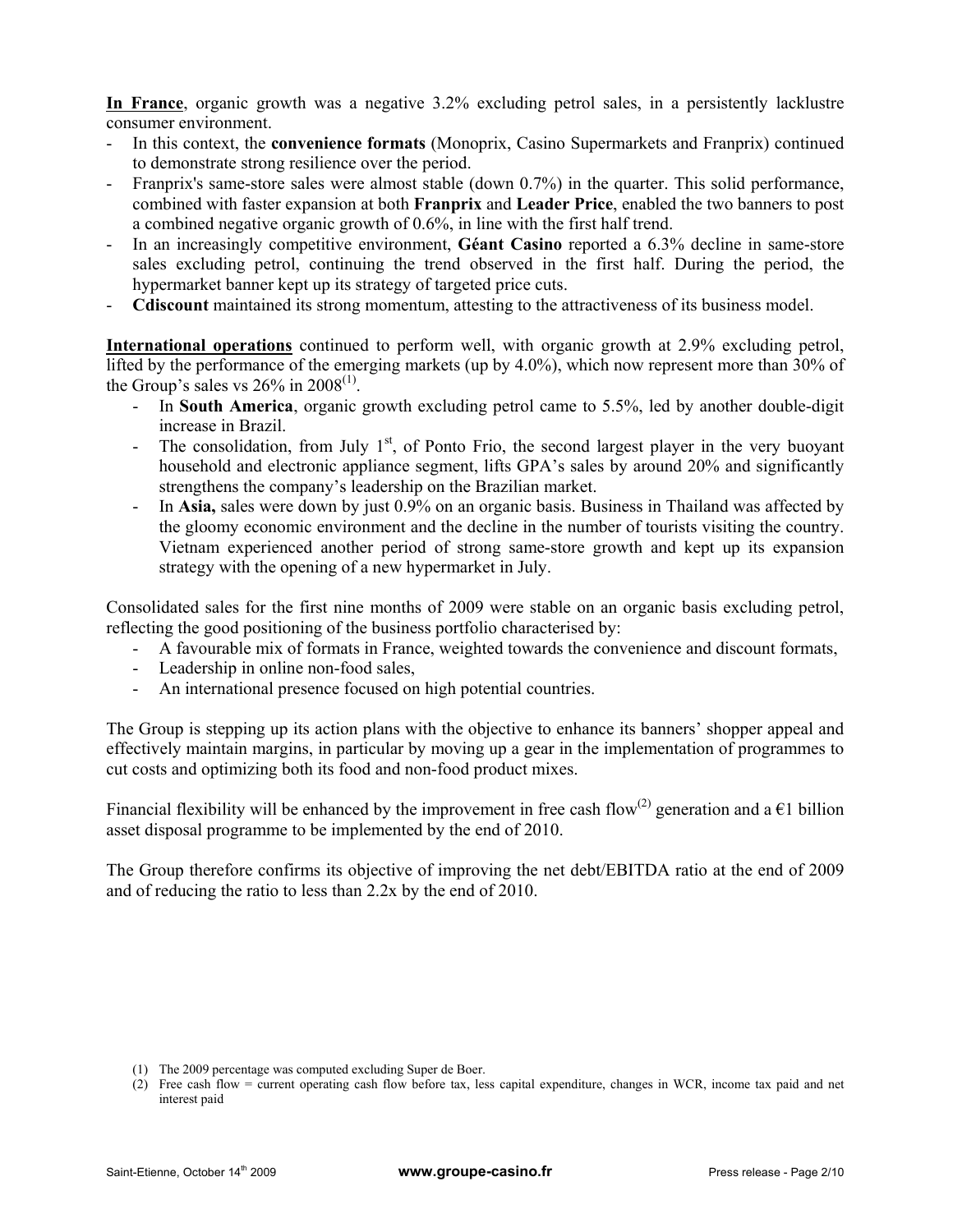**In France**, organic growth was a negative 3.2% excluding petrol sales, in a persistently lacklustre consumer environment.

- In this context, the **convenience formats** (Monoprix, Casino Supermarkets and Franprix) continued to demonstrate strong resilience over the period.
- Franprix's same-store sales were almost stable (down 0.7%) in the quarter. This solid performance, combined with faster expansion at both **Franprix** and **Leader Price**, enabled the two banners to post a combined negative organic growth of 0.6%, in line with the first half trend.
- In an increasingly competitive environment, **Géant Casino** reported a 6.3% decline in same-store sales excluding petrol, continuing the trend observed in the first half. During the period, the hypermarket banner kept up its strategy of targeted price cuts.
- **Cdiscount** maintained its strong momentum, attesting to the attractiveness of its business model.

**International operations** continued to perform well, with organic growth at 2.9% excluding petrol, lifted by the performance of the emerging markets (up by 4.0%), which now represent more than 30% of the Group's sales vs 26% in 2008[1].

- In **South America**, organic growth excluding petrol came to 5.5%, led by another double-digit increase in Brazil.
- The consolidation, from July 1st, of Ponto Frio, the second largest player in the very buoyant household and electronic appliance segment, lifts GPA's sales by around 20% and significantly strengthens the company's leadership on the Brazilian market.
- In **Asia,** sales were down by just 0.9% on an organic basis. Business in Thailand was affected by the gloomy economic environment and the decline in the number of tourists visiting the country. Vietnam experienced another period of strong same-store growth and kept up its expansion strategy with the opening of a new hypermarket in July.

Consolidated sales for the first nine months of 2009 were stable on an organic basis excluding petrol, reflecting the good positioning of the business portfolio characterised by:

- A favourable mix of formats in France, weighted towards the convenience and discount formats,
- Leadership in online non-food sales,
- An international presence focused on high potential countries.

The Group is stepping up its action plans with the objective to enhance its banners' shopper appeal and effectively maintain margins, in particular by moving up a gear in the implementation of programmes to cut costs and optimizing both its food and non-food product mixes.

Financial flexibility will be enhanced by the improvement in free cash flow[2] generation and a €1 billion asset disposal programme to be implemented by the end of 2010.

The Group therefore confirms its objective of improving the net debt/EBITDA ratio at the end of 2009 and of reducing the ratio to less than 2.2x by the end of 2010.

(1) The 2009 percentage was computed excluding Super de Boer.

(2) Free cash flow = current operating cash flow before tax, less capital expenditure, changes in WCR, income tax paid and net interest paid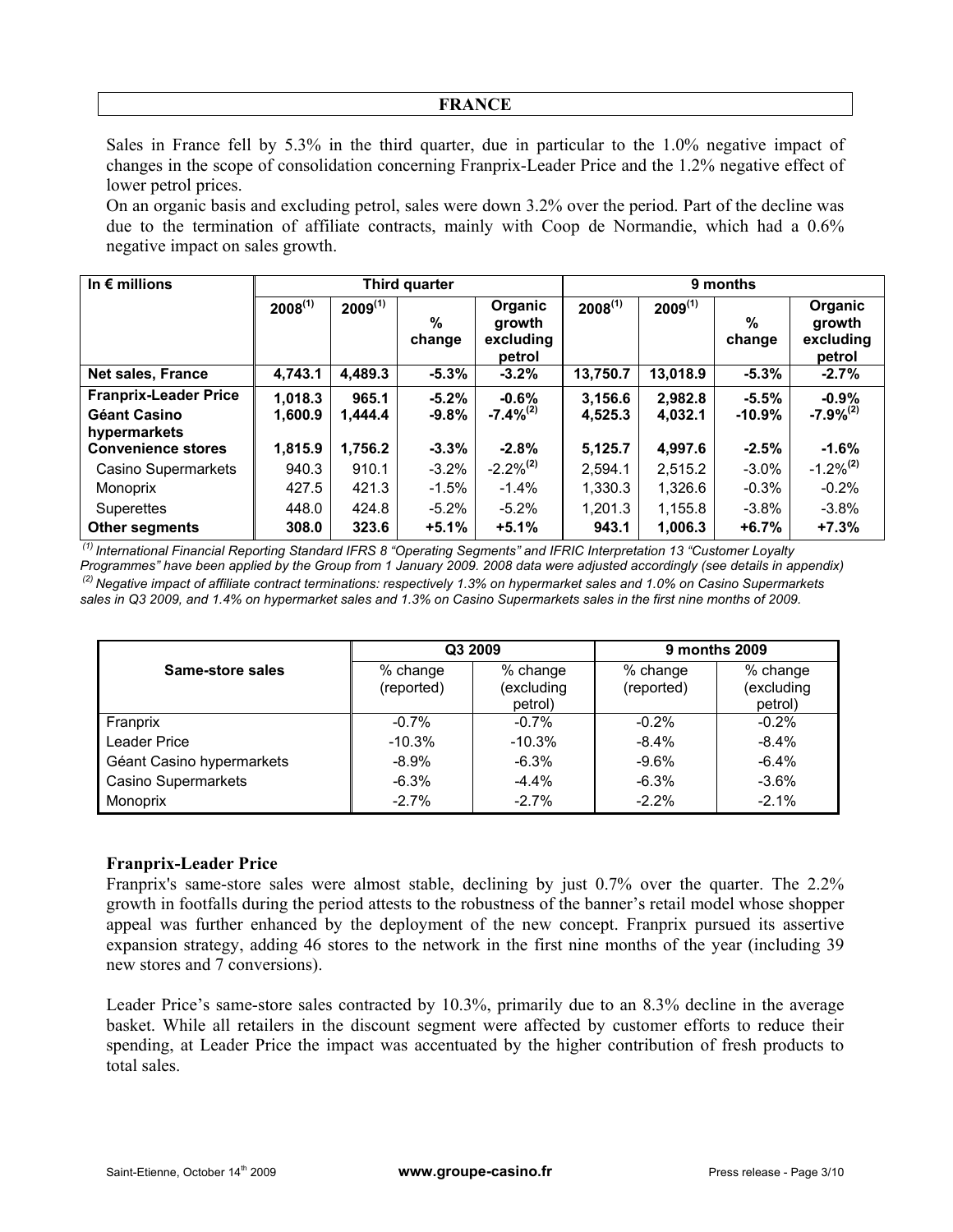## FRANCE

Sales in France fell by 5.3% in the third quarter, due in particular to the 1.0% negative impact of changes in the scope of consolidation concerning Franprix-Leader Price and the 1.2% negative effect of lower petrol prices.

On an organic basis and excluding petrol, sales were down 3.2% over the period. Part of the decline was due to the termination of affiliate contracts, mainly with Coop de Normandie, which had a 0.6% negative impact on sales growth.

| In € millions | Third quarter | | | | 9 months | | | |
|---|---|---|---|---|---|---|---|---|
| | 2008[(1)] | 2009[(1)] | % change | Organic growth excluding petrol | 2008[(1)] | 2009[(1)] | % change | Organic growth excluding petrol |
| **Net sales, France** | **4,743.1** | **4,489.3** | **-5.3%** | **-3.2%** | **13,750.7** | **13,018.9** | **-5.3%** | **-2.7%** |
| **Franprix-Leader Price** | **1,018.3** | **965.1** | **-5.2%** | **-0.6%** | **3,156.6** | **2,982.8** | **-5.5%** | **-0.9%** |
| **Géant Casino hypermarkets** | **1,600.9** | **1,444.4** | **-9.8%** | **-7.4%[(2)]** | **4,525.3** | **4,032.1** | **-10.9%** | **-7.9%[(2)]** |
| **Convenience stores** | **1,815.9** | **1,756.2** | **-3.3%** | **-2.8%** | **5,125.7** | **4,997.6** | **-2.5%** | **-1.6%** |
| Casino Supermarkets | 940.3 | 910.1 | -3.2% | -2.2%[(2)] | 2,594.1 | 2,515.2 | -3.0% | -1.2%[(2)] |
| Monoprix | 427.5 | 421.3 | -1.5% | -1.4% | 1,330.3 | 1,326.6 | -0.3% | -0.2% |
| Superettes | 448.0 | 424.8 | -5.2% | -5.2% | 1,201.3 | 1,155.8 | -3.8% | -3.8% |
| **Other segments** | **308.0** | **323.6** | **+5.1%** | **+5.1%** | **943.1** | **1,006.3** | **+6.7%** | **+7.3%** |

*(1) International Financial Reporting Standard IFRS 8 "Operating Segments" and IFRIC Interpretation 13 "Customer Loyalty Programmes" have been applied by the Group from 1 January 2009. 2008 data were adjusted accordingly (see details in appendix)*
*(2) Negative impact of affiliate contract terminations: respectively 1.3% on hypermarket sales and 1.0% on Casino Supermarkets sales in Q3 2009, and 1.4% on hypermarket sales and 1.3% on Casino Supermarkets sales in the first nine months of 2009.*

| Same-store sales | Q3 2009 | | 9 months 2009 | |
|---|---|---|---|---|
| | % change (reported) | % change (excluding petrol) | % change (reported) | % change (excluding petrol) |
| Franprix | -0.7% | -0.7% | -0.2% | -0.2% |
| Leader Price | -10.3% | -10.3% | -8.4% | -8.4% |
| Géant Casino hypermarkets | -8.9% | -6.3% | -9.6% | -6.4% |
| Casino Supermarkets | -6.3% | -4.4% | -6.3% | -3.6% |
| Monoprix | -2.7% | -2.7% | -2.2% | -2.1% |

### Franprix-Leader Price

Franprix's same-store sales were almost stable, declining by just 0.7% over the quarter. The 2.2% growth in footfalls during the period attests to the robustness of the banner's retail model whose shopper appeal was further enhanced by the deployment of the new concept. Franprix pursued its assertive expansion strategy, adding 46 stores to the network in the first nine months of the year (including 39 new stores and 7 conversions).

Leader Price's same-store sales contracted by 10.3%, primarily due to an 8.3% decline in the average basket. While all retailers in the discount segment were affected by customer efforts to reduce their spending, at Leader Price the impact was accentuated by the higher contribution of fresh products to total sales.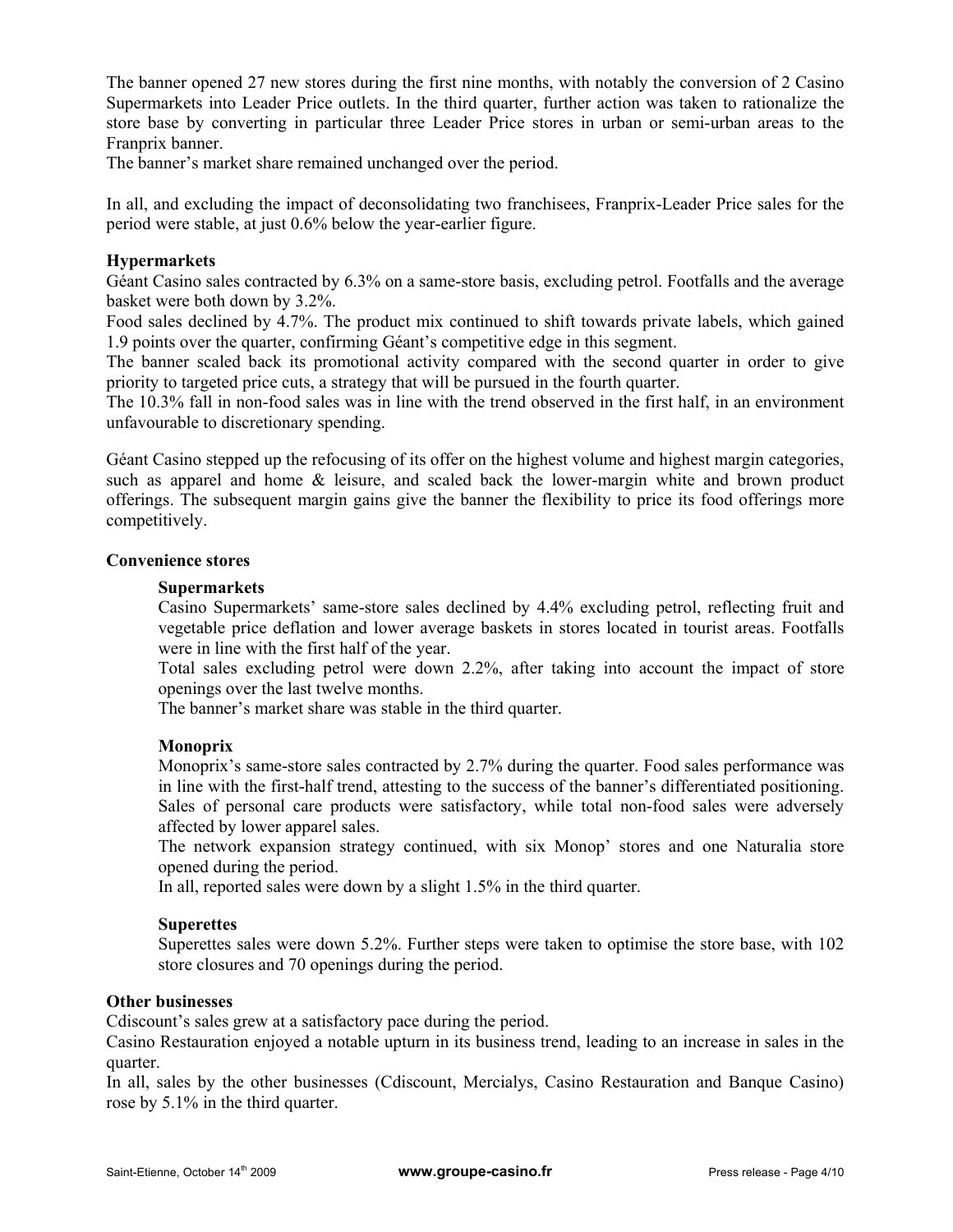The banner opened 27 new stores during the first nine months, with notably the conversion of 2 Casino Supermarkets into Leader Price outlets. In the third quarter, further action was taken to rationalize the store base by converting in particular three Leader Price stores in urban or semi-urban areas to the Franprix banner.
The banner's market share remained unchanged over the period.

In all, and excluding the impact of deconsolidating two franchisees, Franprix-Leader Price sales for the period were stable, at just 0.6% below the year-earlier figure.

**Hypermarkets**

Géant Casino sales contracted by 6.3% on a same-store basis, excluding petrol. Footfalls and the average basket were both down by 3.2%.
Food sales declined by 4.7%. The product mix continued to shift towards private labels, which gained 1.9 points over the quarter, confirming Géant's competitive edge in this segment.
The banner scaled back its promotional activity compared with the second quarter in order to give priority to targeted price cuts, a strategy that will be pursued in the fourth quarter.
The 10.3% fall in non-food sales was in line with the trend observed in the first half, in an environment unfavourable to discretionary spending.

Géant Casino stepped up the refocusing of its offer on the highest volume and highest margin categories, such as apparel and home & leisure, and scaled back the lower-margin white and brown product offerings. The subsequent margin gains give the banner the flexibility to price its food offerings more competitively.

**Convenience stores**

**Supermarkets**

Casino Supermarkets' same-store sales declined by 4.4% excluding petrol, reflecting fruit and vegetable price deflation and lower average baskets in stores located in tourist areas. Footfalls were in line with the first half of the year.
Total sales excluding petrol were down 2.2%, after taking into account the impact of store openings over the last twelve months.
The banner's market share was stable in the third quarter.

**Monoprix**

Monoprix's same-store sales contracted by 2.7% during the quarter. Food sales performance was in line with the first-half trend, attesting to the success of the banner's differentiated positioning. Sales of personal care products were satisfactory, while total non-food sales were adversely affected by lower apparel sales.
The network expansion strategy continued, with six Monop' stores and one Naturalia store opened during the period.
In all, reported sales were down by a slight 1.5% in the third quarter.

**Superettes**

Superettes sales were down 5.2%. Further steps were taken to optimise the store base, with 102 store closures and 70 openings during the period.

**Other businesses**

Cdiscount's sales grew at a satisfactory pace during the period.
Casino Restauration enjoyed a notable upturn in its business trend, leading to an increase in sales in the quarter.
In all, sales by the other businesses (Cdiscount, Mercialys, Casino Restauration and Banque Casino) rose by 5.1% in the third quarter.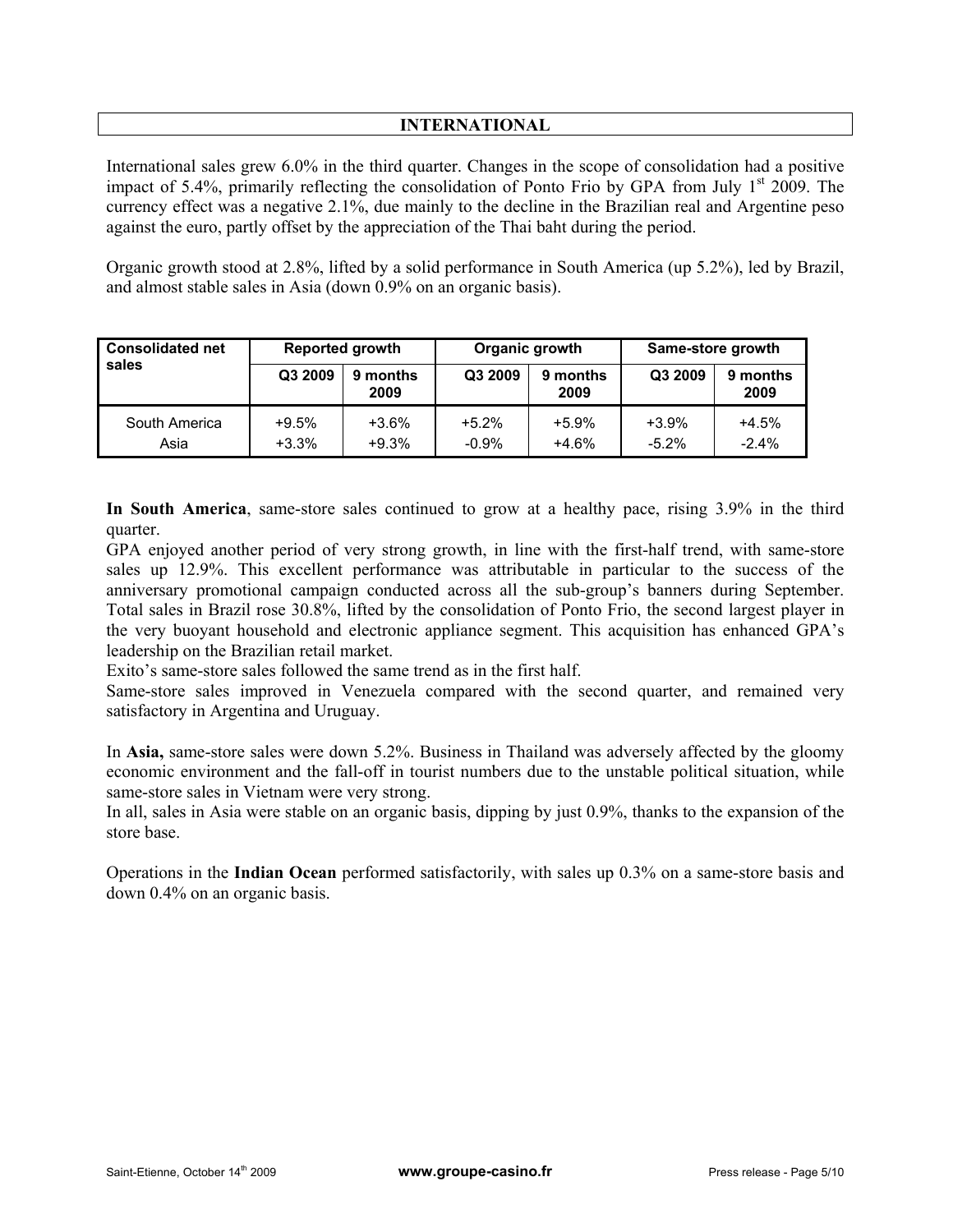## INTERNATIONAL

International sales grew 6.0% in the third quarter. Changes in the scope of consolidation had a positive impact of 5.4%, primarily reflecting the consolidation of Ponto Frio by GPA from July 1st 2009. The currency effect was a negative 2.1%, due mainly to the decline in the Brazilian real and Argentine peso against the euro, partly offset by the appreciation of the Thai baht during the period.

Organic growth stood at 2.8%, lifted by a solid performance in South America (up 5.2%), led by Brazil, and almost stable sales in Asia (down 0.9% on an organic basis).

| Consolidated net sales | Reported growth | | Organic growth | | Same-store growth | |
|---|---|---|---|---|---|---|
| | Q3 2009 | 9 months 2009 | Q3 2009 | 9 months 2009 | Q3 2009 | 9 months 2009 |
| South America | +9.5% | +3.6% | +5.2% | +5.9% | +3.9% | +4.5% |
| Asia | +3.3% | +9.3% | -0.9% | +4.6% | -5.2% | -2.4% |

**In South America**, same-store sales continued to grow at a healthy pace, rising 3.9% in the third quarter.

GPA enjoyed another period of very strong growth, in line with the first-half trend, with same-store sales up 12.9%. This excellent performance was attributable in particular to the success of the anniversary promotional campaign conducted across all the sub-group's banners during September. Total sales in Brazil rose 30.8%, lifted by the consolidation of Ponto Frio, the second largest player in the very buoyant household and electronic appliance segment. This acquisition has enhanced GPA's leadership on the Brazilian retail market.

Exito's same-store sales followed the same trend as in the first half.

Same-store sales improved in Venezuela compared with the second quarter, and remained very satisfactory in Argentina and Uruguay.

In **Asia,** same-store sales were down 5.2%. Business in Thailand was adversely affected by the gloomy economic environment and the fall-off in tourist numbers due to the unstable political situation, while same-store sales in Vietnam were very strong.

In all, sales in Asia were stable on an organic basis, dipping by just 0.9%, thanks to the expansion of the store base.

Operations in the **Indian Ocean** performed satisfactorily, with sales up 0.3% on a same-store basis and down 0.4% on an organic basis.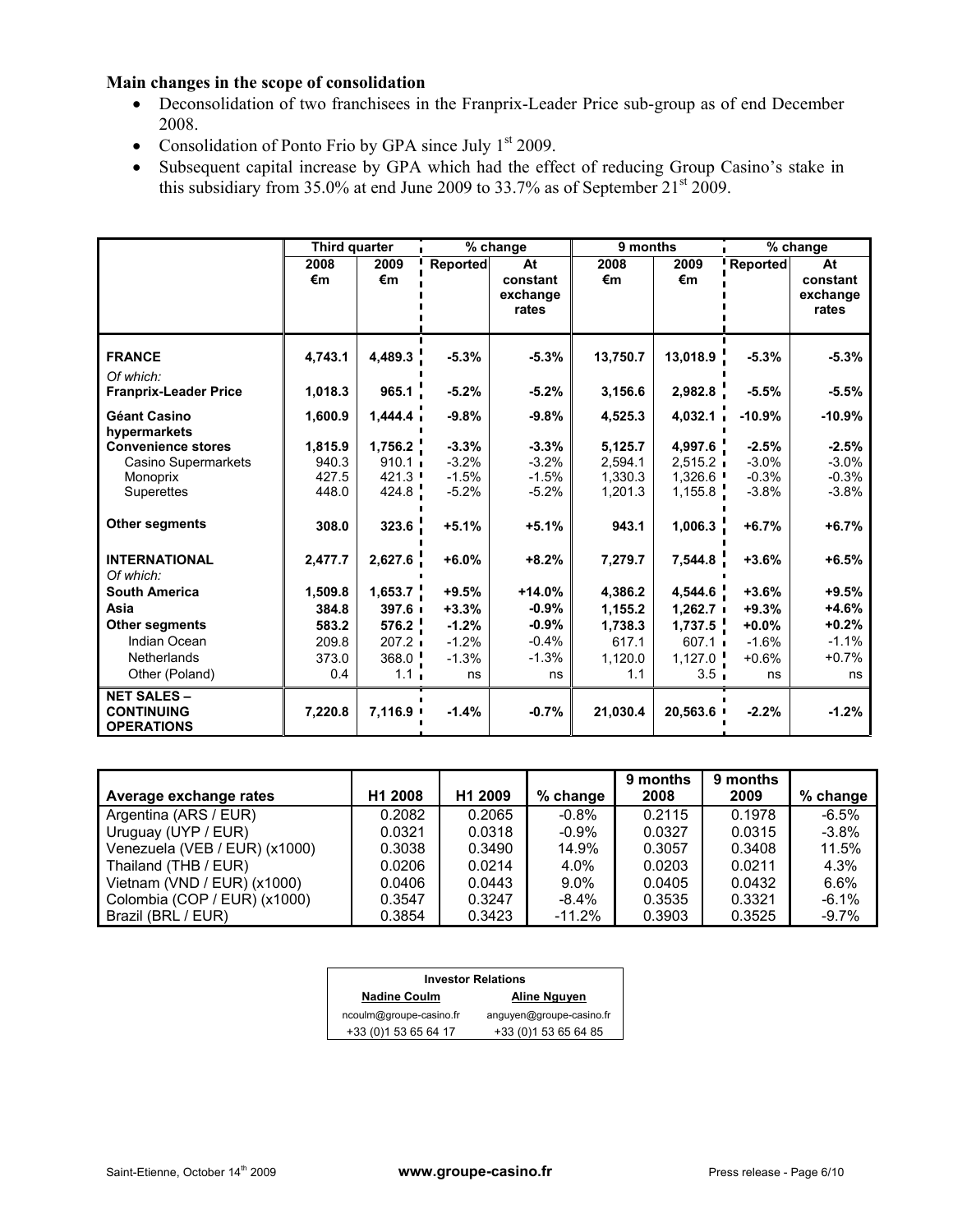**Main changes in the scope of consolidation**

- Deconsolidation of two franchisees in the Franprix-Leader Price sub-group as of end December 2008.
- Consolidation of Ponto Frio by GPA since July 1st 2009.
- Subsequent capital increase by GPA which had the effect of reducing Group Casino's stake in this subsidiary from 35.0% at end June 2009 to 33.7% as of September 21st 2009.

| | Third quarter | | % change | | 9 months | | % change | |
|---|---|---|---|---|---|---|---|---|
| | 2008 €m | 2009 €m | Reported | At constant exchange rates | 2008 €m | 2009 €m | Reported | At constant exchange rates |
| **FRANCE** | **4,743.1** | **4,489.3** | **-5.3%** | **-5.3%** | **13,750.7** | **13,018.9** | **-5.3%** | **-5.3%** |
| *Of which:* | | | | | | | | |
| **Franprix-Leader Price** | **1,018.3** | **965.1** | **-5.2%** | **-5.2%** | **3,156.6** | **2,982.8** | **-5.5%** | **-5.5%** |
| **Géant Casino hypermarkets** | **1,600.9** | **1,444.4** | **-9.8%** | **-9.8%** | **4,525.3** | **4,032.1** | **-10.9%** | **-10.9%** |
| **Convenience stores** | **1,815.9** | **1,756.2** | **-3.3%** | **-3.3%** | **5,125.7** | **4,997.6** | **-2.5%** | **-2.5%** |
| Casino Supermarkets | 940.3 | 910.1 | -3.2% | -3.2% | 2,594.1 | 2,515.2 | -3.0% | -3.0% |
| Monoprix | 427.5 | 421.3 | -1.5% | -1.5% | 1,330.3 | 1,326.6 | -0.3% | -0.3% |
| Superettes | 448.0 | 424.8 | -5.2% | -5.2% | 1,201.3 | 1,155.8 | -3.8% | -3.8% |
| **Other segments** | **308.0** | **323.6** | **+5.1%** | **+5.1%** | **943.1** | **1,006.3** | **+6.7%** | **+6.7%** |
| **INTERNATIONAL** | **2,477.7** | **2,627.6** | **+6.0%** | **+8.2%** | **7,279.7** | **7,544.8** | **+3.6%** | **+6.5%** |
| *Of which:* | | | | | | | | |
| **South America** | **1,509.8** | **1,653.7** | **+9.5%** | **+14.0%** | **4,386.2** | **4,544.6** | **+3.6%** | **+9.5%** |
| **Asia** | **384.8** | **397.6** | **+3.3%** | **-0.9%** | **1,155.2** | **1,262.7** | **+9.3%** | **+4.6%** |
| **Other segments** | **583.2** | **576.2** | **-1.2%** | **-0.9%** | **1,738.3** | **1,737.5** | **+0.0%** | **+0.2%** |
| Indian Ocean | 209.8 | 207.2 | -1.2% | -0.4% | 617.1 | 607.1 | -1.6% | -1.1% |
| Netherlands | 373.0 | 368.0 | -1.3% | -1.3% | 1,120.0 | 1,127.0 | +0.6% | +0.7% |
| Other (Poland) | 0.4 | 1.1 | ns | ns | 1.1 | 3.5 | ns | ns |
| **NET SALES – CONTINUING OPERATIONS** | **7,220.8** | **7,116.9** | **-1.4%** | **-0.7%** | **21,030.4** | **20,563.6** | **-2.2%** | **-1.2%** |

| Average exchange rates | H1 2008 | H1 2009 | % change | 9 months 2008 | 9 months 2009 | % change |
|---|---|---|---|---|---|---|
| Argentina (ARS / EUR) | 0.2082 | 0.2065 | -0.8% | 0.2115 | 0.1978 | -6.5% |
| Uruguay (UYP / EUR) | 0.0321 | 0.0318 | -0.9% | 0.0327 | 0.0315 | -3.8% |
| Venezuela (VEB / EUR) (x1000) | 0.3038 | 0.3490 | 14.9% | 0.3057 | 0.3408 | 11.5% |
| Thailand (THB / EUR) | 0.0206 | 0.0214 | 4.0% | 0.0203 | 0.0211 | 4.3% |
| Vietnam (VND / EUR) (x1000) | 0.0406 | 0.0443 | 9.0% | 0.0405 | 0.0432 | 6.6% |
| Colombia (COP / EUR) (x1000) | 0.3547 | 0.3247 | -8.4% | 0.3535 | 0.3321 | -6.1% |
| Brazil (BRL / EUR) | 0.3854 | 0.3423 | -11.2% | 0.3903 | 0.3525 | -9.7% |

| Investor Relations | |
|---|---|
| **Nadine Coulm** | **Aline Nguyen** |
| ncoulm@groupe-casino.fr | anguyen@groupe-casino.fr |
| +33 (0)1 53 65 64 17 | +33 (0)1 53 65 64 85 |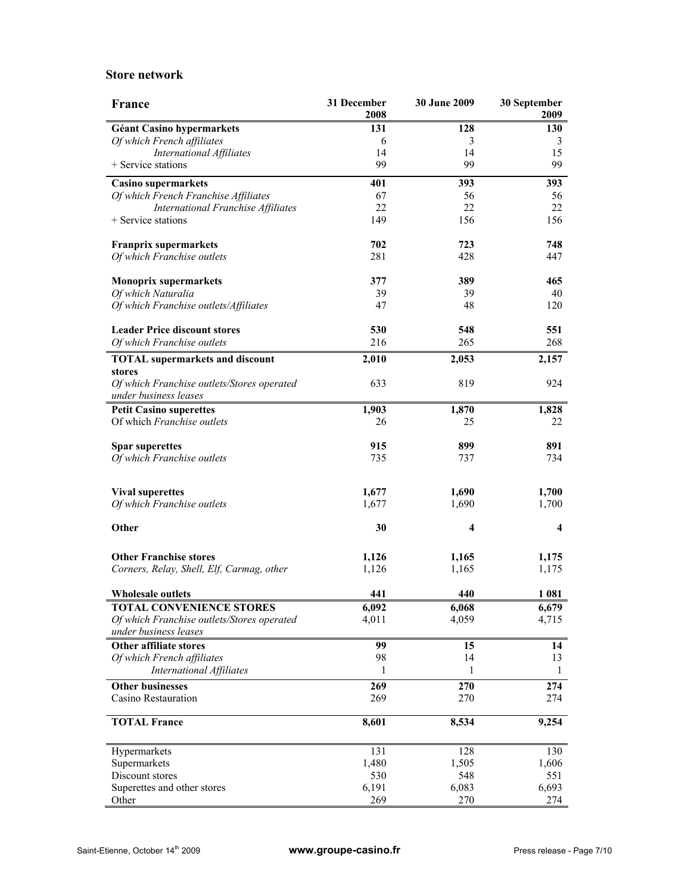## Store network

| France | 31 December 2008 | 30 June 2009 | 30 September 2009 |
|---|---|---|---|
| **Géant Casino hypermarkets** | **131** | **128** | **130** |
| *Of which French affiliates* | 6 | 3 | 3 |
| *International Affiliates* | 14 | 14 | 15 |
| + Service stations | 99 | 99 | 99 |
| **Casino supermarkets** | **401** | **393** | **393** |
| *Of which French Franchise Affiliates* | 67 | 56 | 56 |
| *International Franchise Affiliates* | 22 | 22 | 22 |
| + Service stations | 149 | 156 | 156 |
| **Franprix supermarkets** | **702** | **723** | **748** |
| *Of which Franchise outlets* | 281 | 428 | 447 |
| **Monoprix supermarkets** | **377** | **389** | **465** |
| *Of which Naturalia* | 39 | 39 | 40 |
| *Of which Franchise outlets/Affiliates* | 47 | 48 | 120 |
| **Leader Price discount stores** | **530** | **548** | **551** |
| *Of which Franchise outlets* | 216 | 265 | 268 |
| **TOTAL supermarkets and discount stores** | **2,010** | **2,053** | **2,157** |
| *Of which Franchise outlets/Stores operated under business leases* | 633 | 819 | 924 |
| **Petit Casino superettes** | **1,903** | **1,870** | **1,828** |
| Of which *Franchise outlets* | 26 | 25 | 22 |
| **Spar superettes** | **915** | **899** | **891** |
| *Of which Franchise outlets* | 735 | 737 | 734 |
| **Vival superettes** | **1,677** | **1,690** | **1,700** |
| *Of which Franchise outlets* | 1,677 | 1,690 | 1,700 |
| **Other** | **30** | **4** | **4** |
| **Other Franchise stores** | **1,126** | **1,165** | **1,175** |
| *Corners, Relay, Shell, Elf, Carmag, other* | 1,126 | 1,165 | 1,175 |
| **Wholesale outlets** | **441** | **440** | **1 081** |
| **TOTAL CONVENIENCE STORES** | **6,092** | **6,068** | **6,679** |
| *Of which Franchise outlets/Stores operated under business leases* | 4,011 | 4,059 | 4,715 |
| **Other affiliate stores** | **99** | **15** | **14** |
| *Of which French affiliates* | 98 | 14 | 13 |
| *International Affiliates* | 1 | 1 | 1 |
| **Other businesses** | **269** | **270** | **274** |
| Casino Restauration | 269 | 270 | 274 |
| **TOTAL France** | **8,601** | **8,534** | **9,254** |
| Hypermarkets | 131 | 128 | 130 |
| Supermarkets | 1,480 | 1,505 | 1,606 |
| Discount stores | 530 | 548 | 551 |
| Superettes and other stores | 6,191 | 6,083 | 6,693 |
| Other | 269 | 270 | 274 |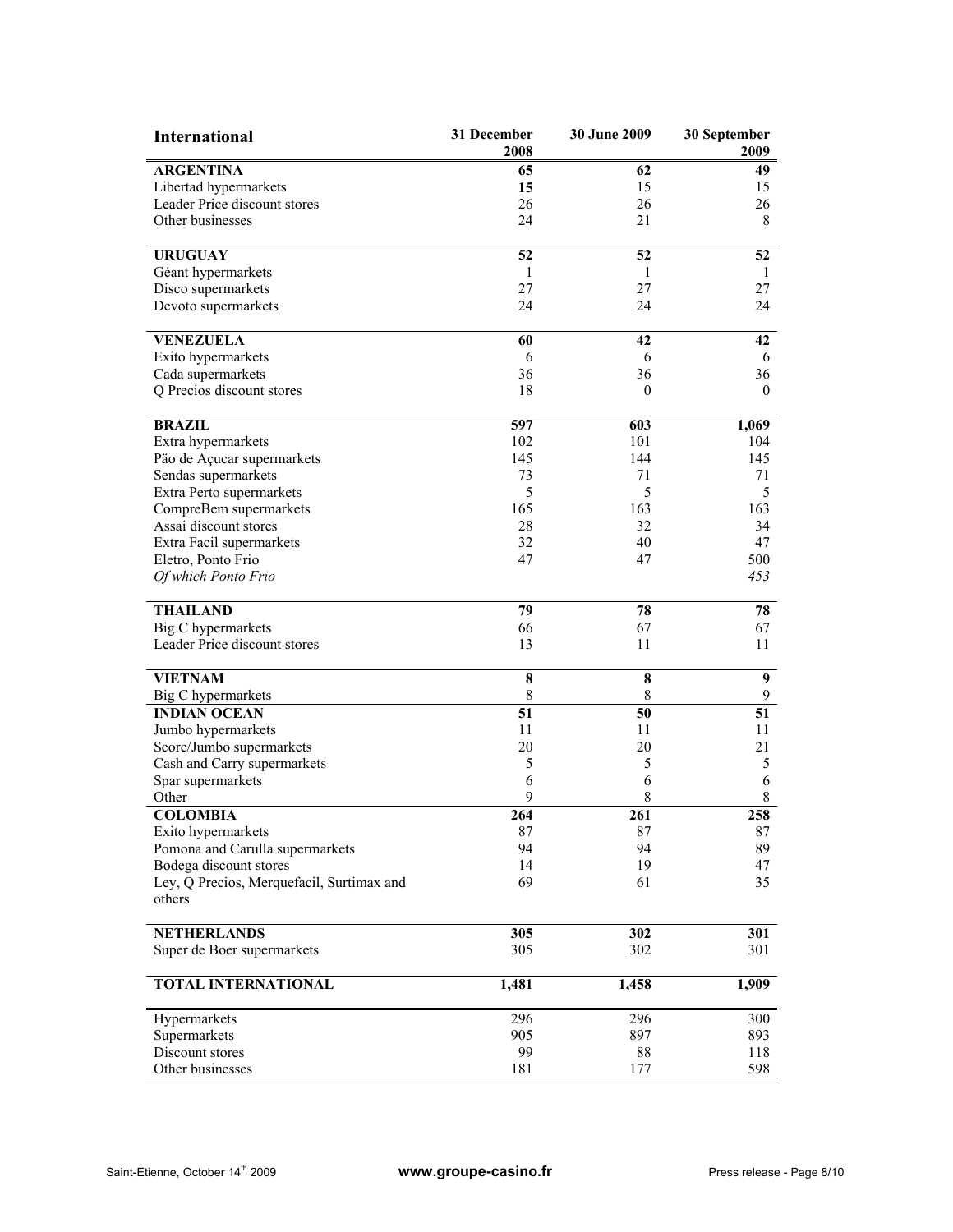| International | 31 December 2008 | 30 June 2009 | 30 September 2009 |
|---|---|---|---|
| **ARGENTINA** | **65** | **62** | **49** |
| Libertad hypermarkets | **15** | 15 | 15 |
| Leader Price discount stores | 26 | 26 | 26 |
| Other businesses | 24 | 21 | 8 |
| **URUGUAY** | **52** | **52** | **52** |
| Géant hypermarkets | 1 | 1 | 1 |
| Disco supermarkets | 27 | 27 | 27 |
| Devoto supermarkets | 24 | 24 | 24 |
| **VENEZUELA** | **60** | **42** | **42** |
| Exito hypermarkets | 6 | 6 | 6 |
| Cada supermarkets | 36 | 36 | 36 |
| Q Precios discount stores | 18 | 0 | 0 |
| **BRAZIL** | **597** | **603** | **1,069** |
| Extra hypermarkets | 102 | 101 | 104 |
| Päo de Açucar supermarkets | 145 | 144 | 145 |
| Sendas supermarkets | 73 | 71 | 71 |
| Extra Perto supermarkets | 5 | 5 | 5 |
| CompreBem supermarkets | 165 | 163 | 163 |
| Assai discount stores | 28 | 32 | 34 |
| Extra Facil supermarkets | 32 | 40 | 47 |
| Eletro, Ponto Frio | 47 | 47 | 500 |
| *Of which Ponto Frio* | | | *453* |
| **THAILAND** | **79** | **78** | **78** |
| Big C hypermarkets | 66 | 67 | 67 |
| Leader Price discount stores | 13 | 11 | 11 |
| **VIETNAM** | **8** | **8** | **9** |
| Big C hypermarkets | 8 | 8 | 9 |
| **INDIAN OCEAN** | **51** | **50** | **51** |
| Jumbo hypermarkets | 11 | 11 | 11 |
| Score/Jumbo supermarkets | 20 | 20 | 21 |
| Cash and Carry supermarkets | 5 | 5 | 5 |
| Spar supermarkets | 6 | 6 | 6 |
| Other | 9 | 8 | 8 |
| **COLOMBIA** | **264** | **261** | **258** |
| Exito hypermarkets | 87 | 87 | 87 |
| Pomona and Carulla supermarkets | 94 | 94 | 89 |
| Bodega discount stores | 14 | 19 | 47 |
| Ley, Q Precios, Merquefacil, Surtimax and others | 69 | 61 | 35 |
| **NETHERLANDS** | **305** | **302** | **301** |
| Super de Boer supermarkets | 305 | 302 | 301 |
| **TOTAL INTERNATIONAL** | **1,481** | **1,458** | **1,909** |
| Hypermarkets | 296 | 296 | 300 |
| Supermarkets | 905 | 897 | 893 |
| Discount stores | 99 | 88 | 118 |
| Other businesses | 181 | 177 | 598 |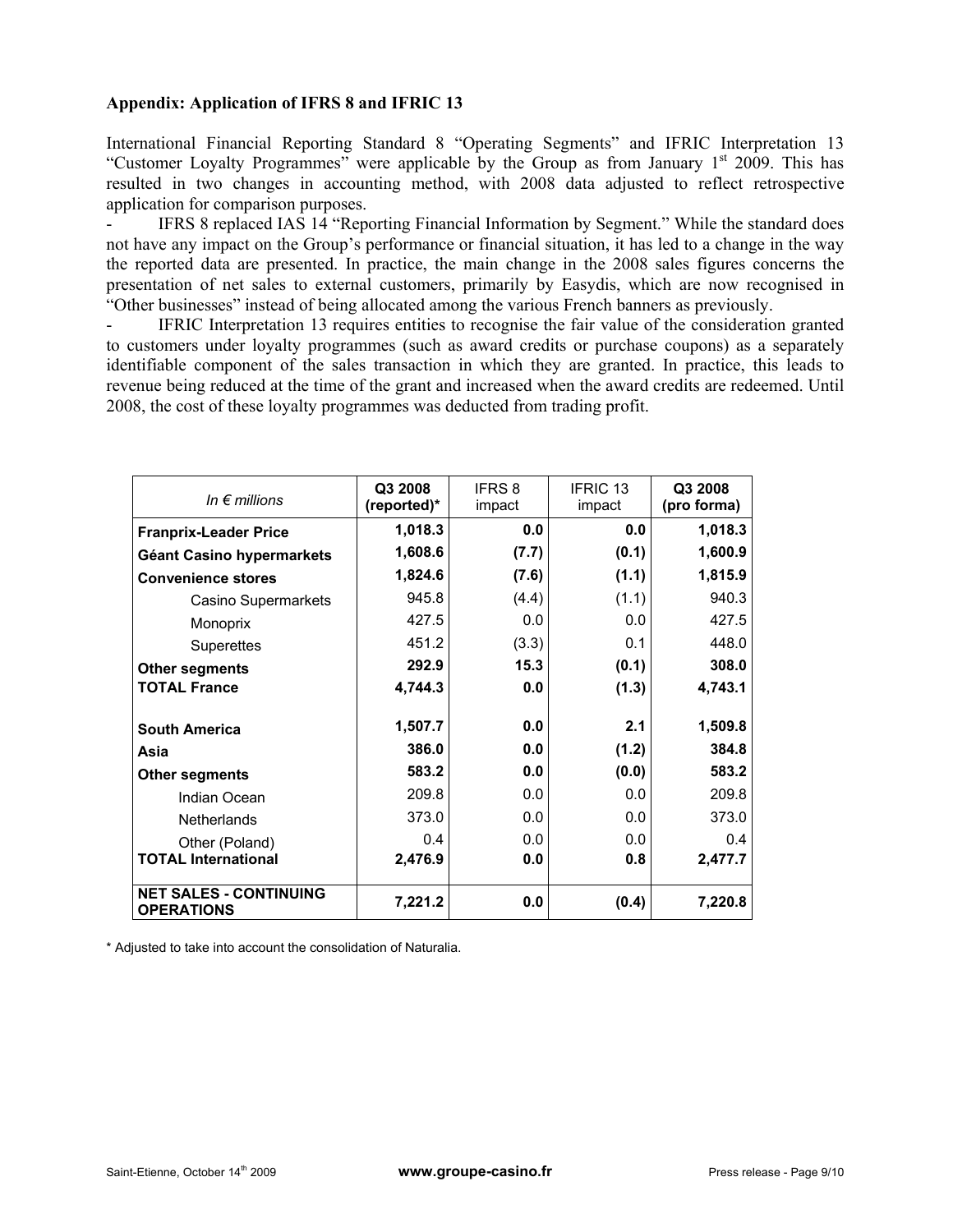**Appendix: Application of IFRS 8 and IFRIC 13**

International Financial Reporting Standard 8 "Operating Segments" and IFRIC Interpretation 13 "Customer Loyalty Programmes" were applicable by the Group as from January 1st 2009. This has resulted in two changes in accounting method, with 2008 data adjusted to reflect retrospective application for comparison purposes.

- IFRS 8 replaced IAS 14 "Reporting Financial Information by Segment." While the standard does not have any impact on the Group's performance or financial situation, it has led to a change in the way the reported data are presented. In practice, the main change in the 2008 sales figures concerns the presentation of net sales to external customers, primarily by Easydis, which are now recognised in "Other businesses" instead of being allocated among the various French banners as previously.
- IFRIC Interpretation 13 requires entities to recognise the fair value of the consideration granted to customers under loyalty programmes (such as award credits or purchase coupons) as a separately identifiable component of the sales transaction in which they are granted. In practice, this leads to revenue being reduced at the time of the grant and increased when the award credits are redeemed. Until 2008, the cost of these loyalty programmes was deducted from trading profit.

| *In € millions* | **Q3 2008 (reported)*** | IFRS 8 impact | IFRIC 13 impact | **Q3 2008 (pro forma)** |
|---|---|---|---|---|
| **Franprix-Leader Price** | **1,018.3** | **0.0** | **0.0** | **1,018.3** |
| **Géant Casino hypermarkets** | **1,608.6** | **(7.7)** | **(0.1)** | **1,600.9** |
| **Convenience stores** | **1,824.6** | **(7.6)** | **(1.1)** | **1,815.9** |
| Casino Supermarkets | 945.8 | (4.4) | (1.1) | 940.3 |
| Monoprix | 427.5 | 0.0 | 0.0 | 427.5 |
| Superettes | 451.2 | (3.3) | 0.1 | 448.0 |
| **Other segments** | **292.9** | **15.3** | **(0.1)** | **308.0** |
| **TOTAL France** | **4,744.3** | **0.0** | **(1.3)** | **4,743.1** |
| | | | | |
| **South America** | **1,507.7** | **0.0** | **2.1** | **1,509.8** |
| **Asia** | **386.0** | **0.0** | **(1.2)** | **384.8** |
| **Other segments** | **583.2** | **0.0** | **(0.0)** | **583.2** |
| Indian Ocean | 209.8 | 0.0 | 0.0 | 209.8 |
| Netherlands | 373.0 | 0.0 | 0.0 | 373.0 |
| Other (Poland) | 0.4 | 0.0 | 0.0 | 0.4 |
| **TOTAL International** | **2,476.9** | **0.0** | **0.8** | **2,477.7** |
| | | | | |
| **NET SALES - CONTINUING OPERATIONS** | **7,221.2** | **0.0** | **(0.4)** | **7,220.8** |

\* Adjusted to take into account the consolidation of Naturalia.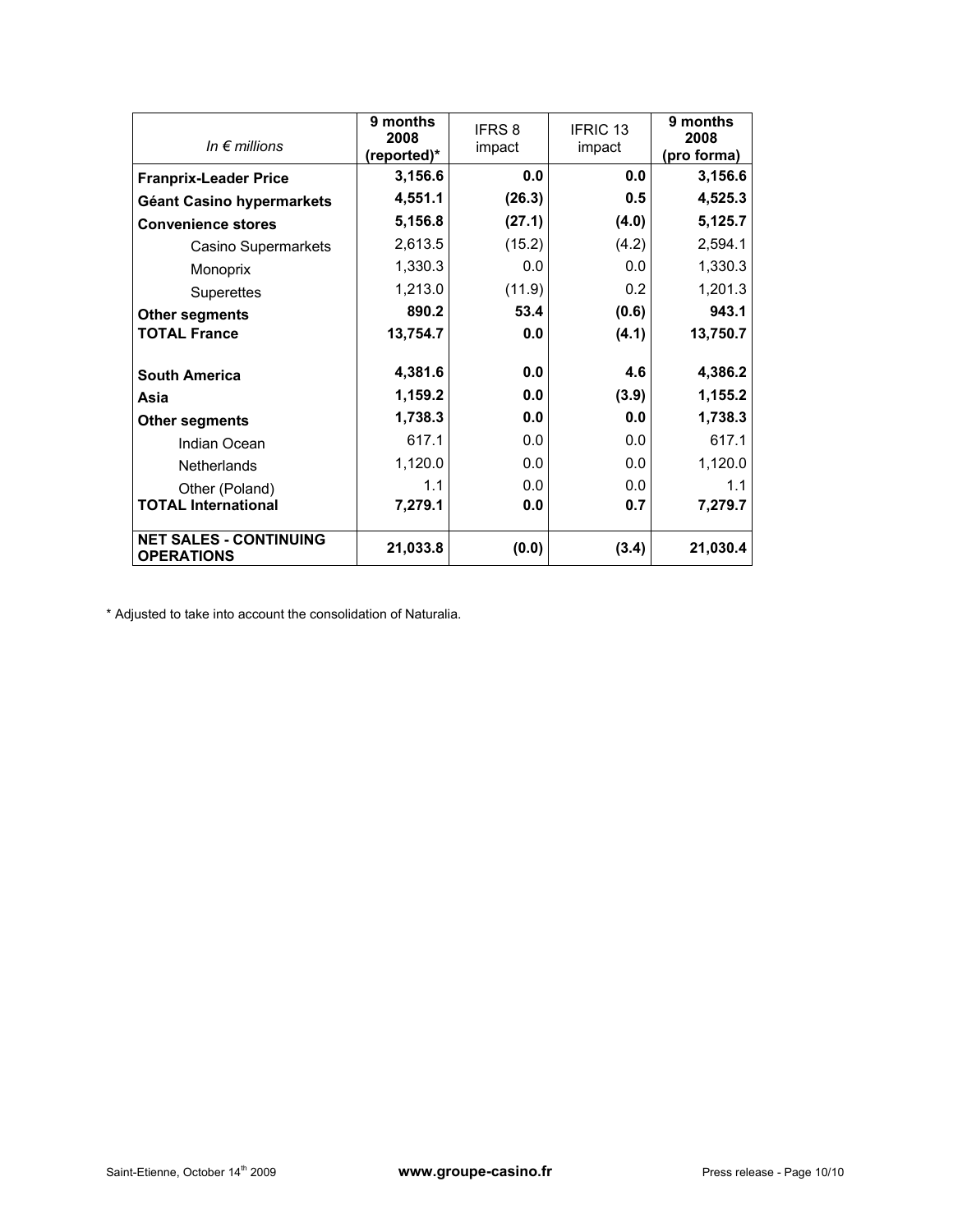| *In € millions* | 9 months 2008 (reported)* | IFRS 8 impact | IFRIC 13 impact | 9 months 2008 (pro forma) |
|---|---|---|---|---|
| **Franprix-Leader Price** | **3,156.6** | **0.0** | **0.0** | **3,156.6** |
| **Géant Casino hypermarkets** | **4,551.1** | **(26.3)** | **0.5** | **4,525.3** |
| **Convenience stores** | **5,156.8** | **(27.1)** | **(4.0)** | **5,125.7** |
| Casino Supermarkets | 2,613.5 | (15.2) | (4.2) | 2,594.1 |
| Monoprix | 1,330.3 | 0.0 | 0.0 | 1,330.3 |
| Superettes | 1,213.0 | (11.9) | 0.2 | 1,201.3 |
| **Other segments** | **890.2** | **53.4** | **(0.6)** | **943.1** |
| **TOTAL France** | **13,754.7** | **0.0** | **(4.1)** | **13,750.7** |
| **South America** | **4,381.6** | **0.0** | **4.6** | **4,386.2** |
| **Asia** | **1,159.2** | **0.0** | **(3.9)** | **1,155.2** |
| **Other segments** | **1,738.3** | **0.0** | **0.0** | **1,738.3** |
| Indian Ocean | 617.1 | 0.0 | 0.0 | 617.1 |
| Netherlands | 1,120.0 | 0.0 | 0.0 | 1,120.0 |
| Other (Poland) | 1.1 | 0.0 | 0.0 | 1.1 |
| **TOTAL International** | **7,279.1** | **0.0** | **0.7** | **7,279.7** |
| **NET SALES - CONTINUING OPERATIONS** | **21,033.8** | **(0.0)** | **(3.4)** | **21,030.4** |

* Adjusted to take into account the consolidation of Naturalia.